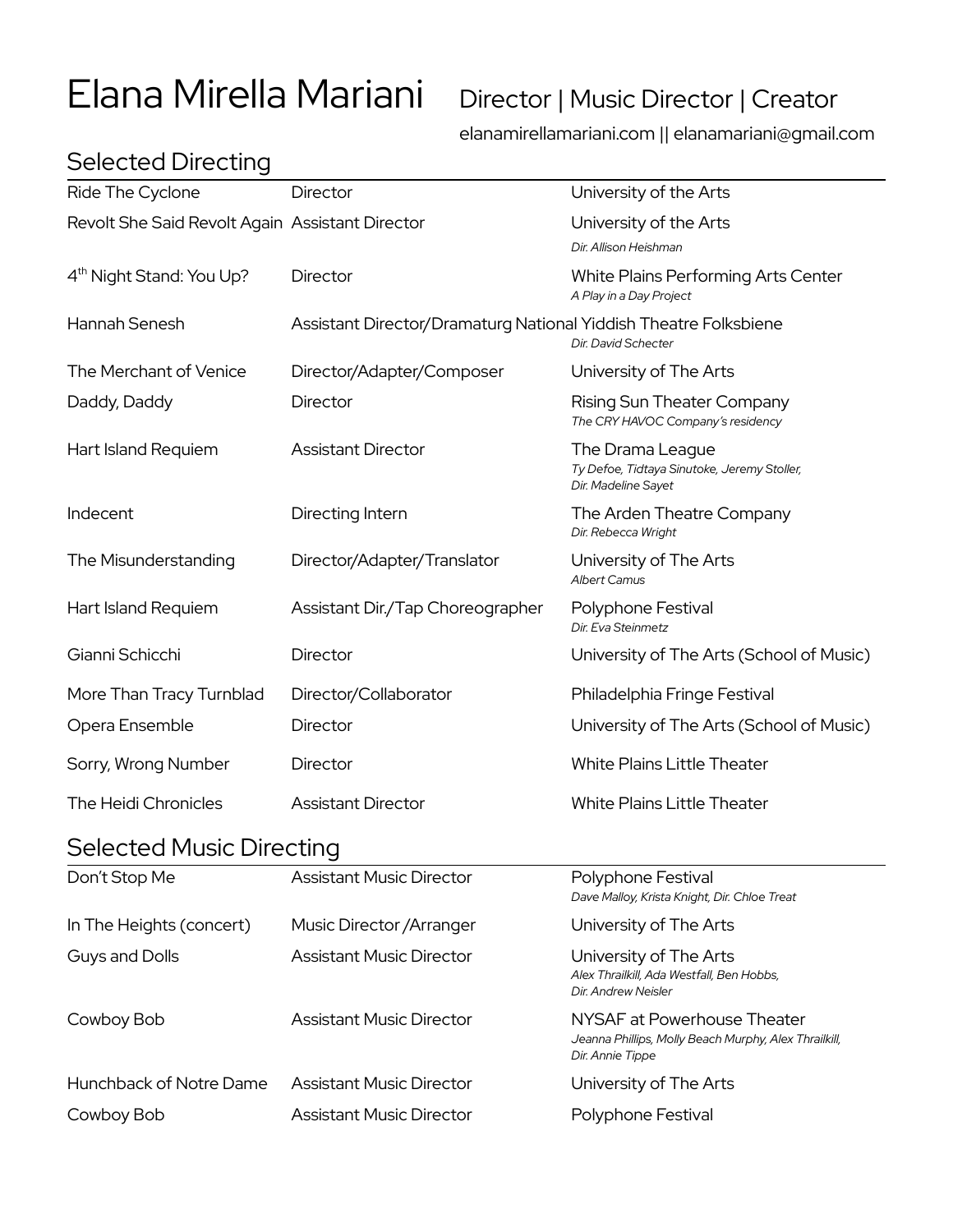# Elana Mirella Mariani

Director | Music Director | Creator

elanamirellamariani.com || elanamariani@gmail.com

## Selected Directing

| | | |
|---|---|---|
| Ride The Cyclone | Director | University of the Arts |
| Revolt She Said Revolt Again | Assistant Director | University of the Arts<br>*Dir. Allison Heishman* |
| 4th Night Stand: You Up? | Director | White Plains Performing Arts Center<br>*A Play in a Day Project* |
| Hannah Senesh | Assistant Director/Dramaturg | National Yiddish Theatre Folksbiene<br>*Dir. David Schecter* |
| The Merchant of Venice | Director/Adapter/Composer | University of The Arts |
| Daddy, Daddy | Director | Rising Sun Theater Company<br>*The CRY HAVOC Company's residency* |
| Hart Island Requiem | Assistant Director | The Drama League<br>*Ty Defoe, Tidtaya Sinutoke, Jeremy Stoller, Dir. Madeline Sayet* |
| Indecent | Directing Intern | The Arden Theatre Company<br>*Dir. Rebecca Wright* |
| The Misunderstanding | Director/Adapter/Translator | University of The Arts<br>*Albert Camus* |
| Hart Island Requiem | Assistant Dir./Tap Choreographer | Polyphone Festival<br>*Dir. Eva Steinmetz* |
| Gianni Schicchi | Director | University of The Arts (School of Music) |
| More Than Tracy Turnblad | Director/Collaborator | Philadelphia Fringe Festival |
| Opera Ensemble | Director | University of The Arts (School of Music) |
| Sorry, Wrong Number | Director | White Plains Little Theater |
| The Heidi Chronicles | Assistant Director | White Plains Little Theater |

## Selected Music Directing

| | | |
|---|---|---|
| Don't Stop Me | Assistant Music Director | Polyphone Festival<br>*Dave Malloy, Krista Knight, Dir. Chloe Treat* |
| In The Heights (concert) | Music Director /Arranger | University of The Arts |
| Guys and Dolls | Assistant Music Director | University of The Arts<br>*Alex Thrailkill, Ada Westfall, Ben Hobbs, Dir. Andrew Neisler* |
| Cowboy Bob | Assistant Music Director | NYSAF at Powerhouse Theater<br>*Jeanna Phillips, Molly Beach Murphy, Alex Thrailkill, Dir. Annie Tippe* |
| Hunchback of Notre Dame | Assistant Music Director | University of The Arts |
| Cowboy Bob | Assistant Music Director | Polyphone Festival |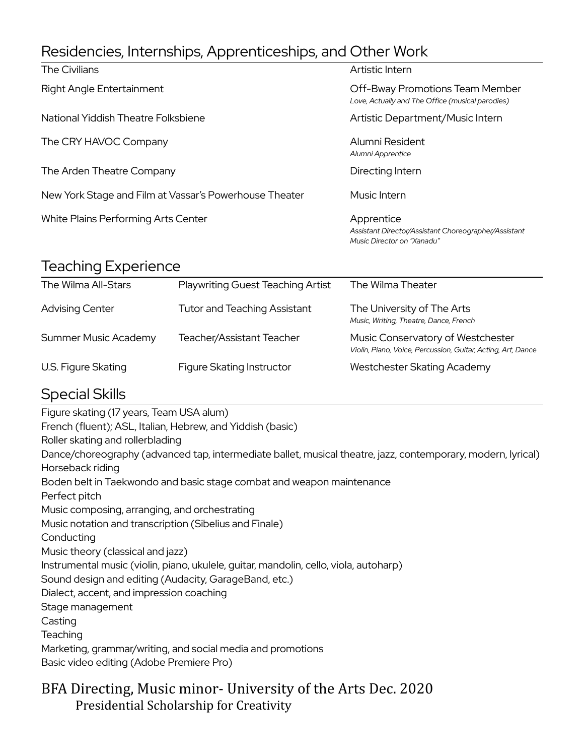## Residencies, Internships, Apprenticeships, and Other Work

| | |
|---|---|
| The Civilians | Artistic Intern |
| Right Angle Entertainment | Off-Bway Promotions Team Member<br>*Love, Actually and The Office (musical parodies)* |
| National Yiddish Theatre Folksbiene | Artistic Department/Music Intern |
| The CRY HAVOC Company | Alumni Resident<br>*Alumni Apprentice* |
| The Arden Theatre Company | Directing Intern |
| New York Stage and Film at Vassar's Powerhouse Theater | Music Intern |
| White Plains Performing Arts Center | Apprentice<br>*Assistant Director/Assistant Choreographer/Assistant Music Director on "Xanadu"* |

## Teaching Experience

| | | |
|---|---|---|
| The Wilma All-Stars | Playwriting Guest Teaching Artist | The Wilma Theater |
| Advising Center | Tutor and Teaching Assistant | The University of The Arts<br>*Music, Writing, Theatre, Dance, French* |
| Summer Music Academy | Teacher/Assistant Teacher | Music Conservatory of Westchester<br>*Violin, Piano, Voice, Percussion, Guitar, Acting, Art, Dance* |
| U.S. Figure Skating | Figure Skating Instructor | Westchester Skating Academy |

## Special Skills

Figure skating (17 years, Team USA alum)
French (fluent); ASL, Italian, Hebrew, and Yiddish (basic)
Roller skating and rollerblading
Dance/choreography (advanced tap, intermediate ballet, musical theatre, jazz, contemporary, modern, lyrical)
Horseback riding
Boden belt in Taekwondo and basic stage combat and weapon maintenance
Perfect pitch
Music composing, arranging, and orchestrating
Music notation and transcription (Sibelius and Finale)
Conducting
Music theory (classical and jazz)
Instrumental music (violin, piano, ukulele, guitar, mandolin, cello, viola, autoharp)
Sound design and editing (Audacity, GarageBand, etc.)
Dialect, accent, and impression coaching
Stage management
Casting
Teaching
Marketing, grammar/writing, and social media and promotions
Basic video editing (Adobe Premiere Pro)

## BFA Directing, Music minor- University of the Arts Dec. 2020

Presidential Scholarship for Creativity